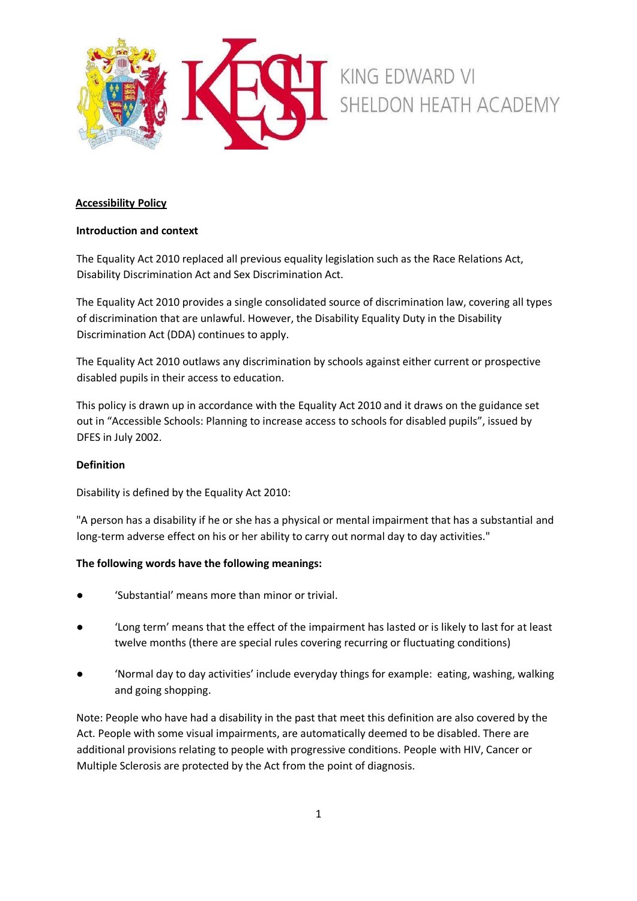KING EDWARD VI SHELDON HEATH ACADEMY

## Accessibility Policy

### Introduction and context

The Equality Act 2010 replaced all previous equality legislation such as the Race Relations Act, Disability Discrimination Act and Sex Discrimination Act.

The Equality Act 2010 provides a single consolidated source of discrimination law, covering all types of discrimination that are unlawful. However, the Disability Equality Duty in the Disability Discrimination Act (DDA) continues to apply.

The Equality Act 2010 outlaws any discrimination by schools against either current or prospective disabled pupils in their access to education.

This policy is drawn up in accordance with the Equality Act 2010 and it draws on the guidance set out in “Accessible Schools: Planning to increase access to schools for disabled pupils”, issued by DFES in July 2002.

### Definition

Disability is defined by the Equality Act 2010:

"A person has a disability if he or she has a physical or mental impairment that has a substantial and long-term adverse effect on his or her ability to carry out normal day to day activities."

**The following words have the following meanings:**

- ‘Substantial’ means more than minor or trivial.
- ‘Long term’ means that the effect of the impairment has lasted or is likely to last for at least twelve months (there are special rules covering recurring or fluctuating conditions)
- ‘Normal day to day activities’ include everyday things for example: eating, washing, walking and going shopping.

Note: People who have had a disability in the past that meet this definition are also covered by the Act. People with some visual impairments, are automatically deemed to be disabled. There are additional provisions relating to people with progressive conditions. People with HIV, Cancer or Multiple Sclerosis are protected by the Act from the point of diagnosis.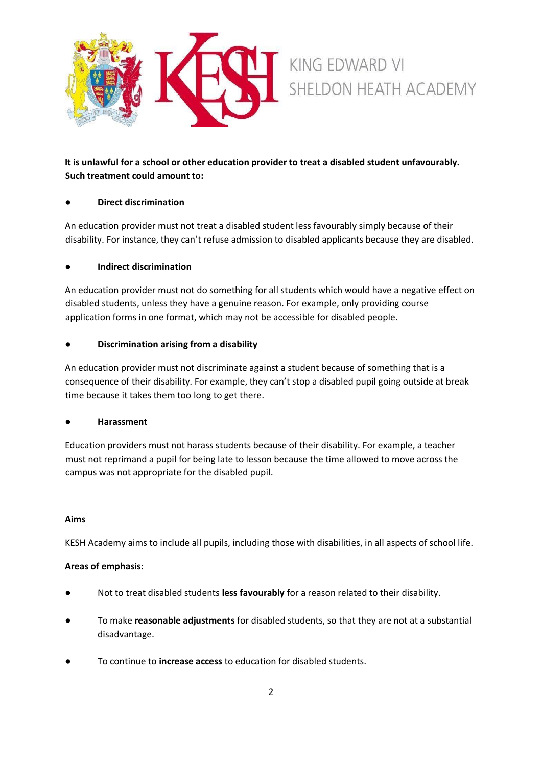**It is unlawful for a school or other education provider to treat a disabled student unfavourably. Such treatment could amount to:**

- **Direct discrimination**

An education provider must not treat a disabled student less favourably simply because of their disability. For instance, they can't refuse admission to disabled applicants because they are disabled.

- **Indirect discrimination**

An education provider must not do something for all students which would have a negative effect on disabled students, unless they have a genuine reason. For example, only providing course application forms in one format, which may not be accessible for disabled people.

- **Discrimination arising from a disability**

An education provider must not discriminate against a student because of something that is a consequence of their disability. For example, they can't stop a disabled pupil going outside at break time because it takes them too long to get there.

- **Harassment**

Education providers must not harass students because of their disability. For example, a teacher must not reprimand a pupil for being late to lesson because the time allowed to move across the campus was not appropriate for the disabled pupil.

**Aims**

KESH Academy aims to include all pupils, including those with disabilities, in all aspects of school life.

**Areas of emphasis:**

- Not to treat disabled students **less favourably** for a reason related to their disability.
- To make **reasonable adjustments** for disabled students, so that they are not at a substantial disadvantage.
- To continue to **increase access** to education for disabled students.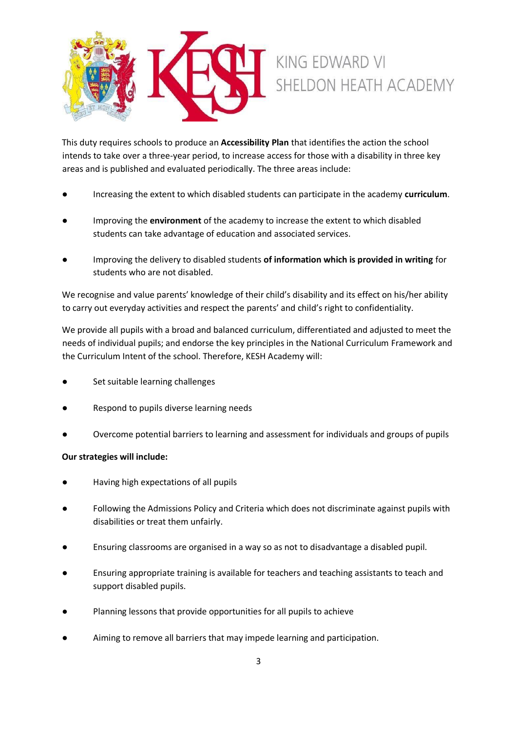This duty requires schools to produce an **Accessibility Plan** that identifies the action the school intends to take over a three-year period, to increase access for those with a disability in three key areas and is published and evaluated periodically. The three areas include:

- Increasing the extent to which disabled students can participate in the academy **curriculum**.
- Improving the **environment** of the academy to increase the extent to which disabled students can take advantage of education and associated services.
- Improving the delivery to disabled students **of information which is provided in writing** for students who are not disabled.

We recognise and value parents' knowledge of their child's disability and its effect on his/her ability to carry out everyday activities and respect the parents' and child's right to confidentiality.

We provide all pupils with a broad and balanced curriculum, differentiated and adjusted to meet the needs of individual pupils; and endorse the key principles in the National Curriculum Framework and the Curriculum Intent of the school. Therefore, KESH Academy will:

- Set suitable learning challenges
- Respond to pupils diverse learning needs
- Overcome potential barriers to learning and assessment for individuals and groups of pupils

**Our strategies will include:**

- Having high expectations of all pupils
- Following the Admissions Policy and Criteria which does not discriminate against pupils with disabilities or treat them unfairly.
- Ensuring classrooms are organised in a way so as not to disadvantage a disabled pupil.
- Ensuring appropriate training is available for teachers and teaching assistants to teach and support disabled pupils.
- Planning lessons that provide opportunities for all pupils to achieve
- Aiming to remove all barriers that may impede learning and participation.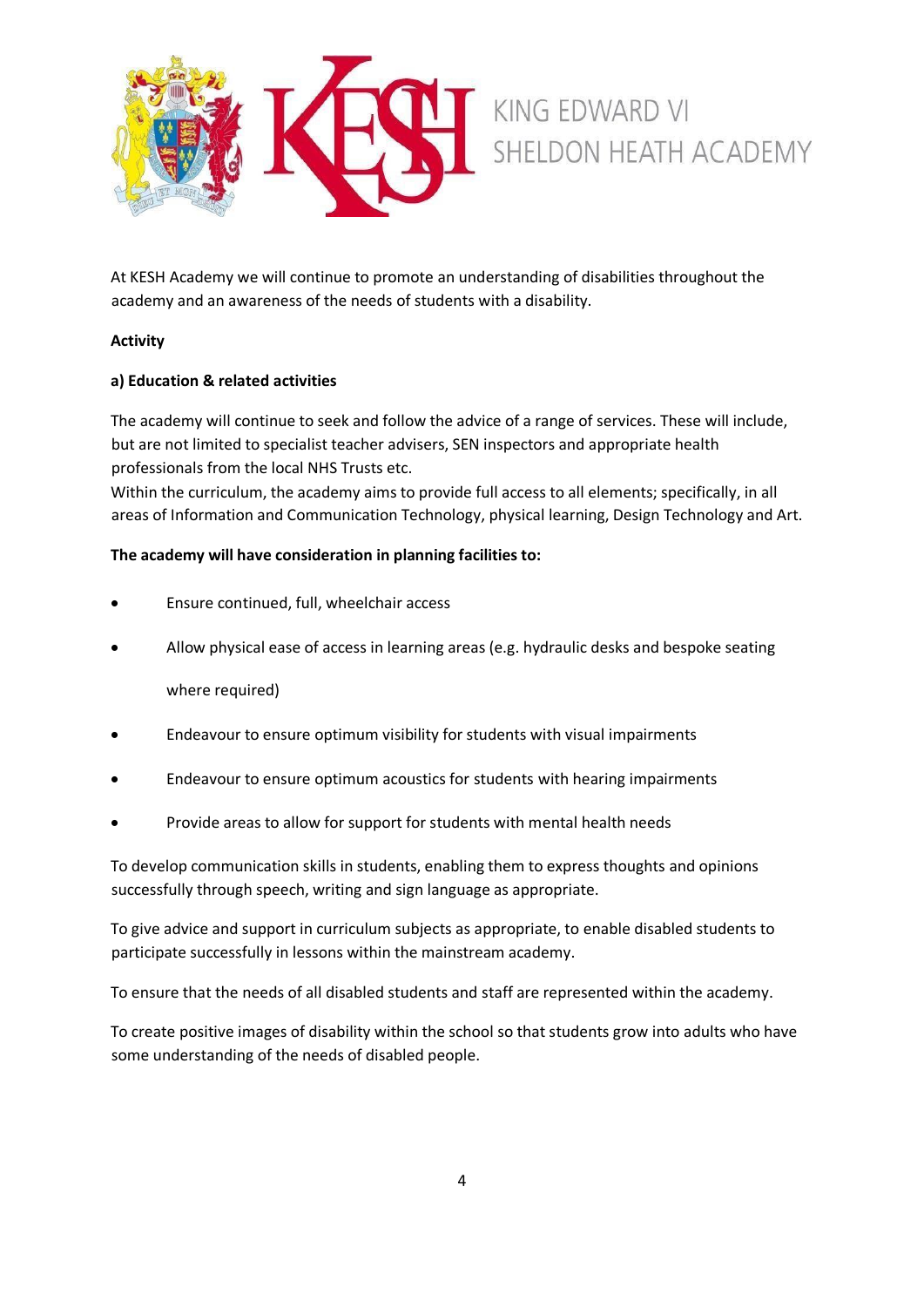At KESH Academy we will continue to promote an understanding of disabilities throughout the academy and an awareness of the needs of students with a disability.

**Activity**

**a) Education & related activities**

The academy will continue to seek and follow the advice of a range of services. These will include, but are not limited to specialist teacher advisers, SEN inspectors and appropriate health professionals from the local NHS Trusts etc.
Within the curriculum, the academy aims to provide full access to all elements; specifically, in all areas of Information and Communication Technology, physical learning, Design Technology and Art.

**The academy will have consideration in planning facilities to:**

- Ensure continued, full, wheelchair access
- Allow physical ease of access in learning areas (e.g. hydraulic desks and bespoke seating where required)
- Endeavour to ensure optimum visibility for students with visual impairments
- Endeavour to ensure optimum acoustics for students with hearing impairments
- Provide areas to allow for support for students with mental health needs

To develop communication skills in students, enabling them to express thoughts and opinions successfully through speech, writing and sign language as appropriate.

To give advice and support in curriculum subjects as appropriate, to enable disabled students to participate successfully in lessons within the mainstream academy.

To ensure that the needs of all disabled students and staff are represented within the academy.

To create positive images of disability within the school so that students grow into adults who have some understanding of the needs of disabled people.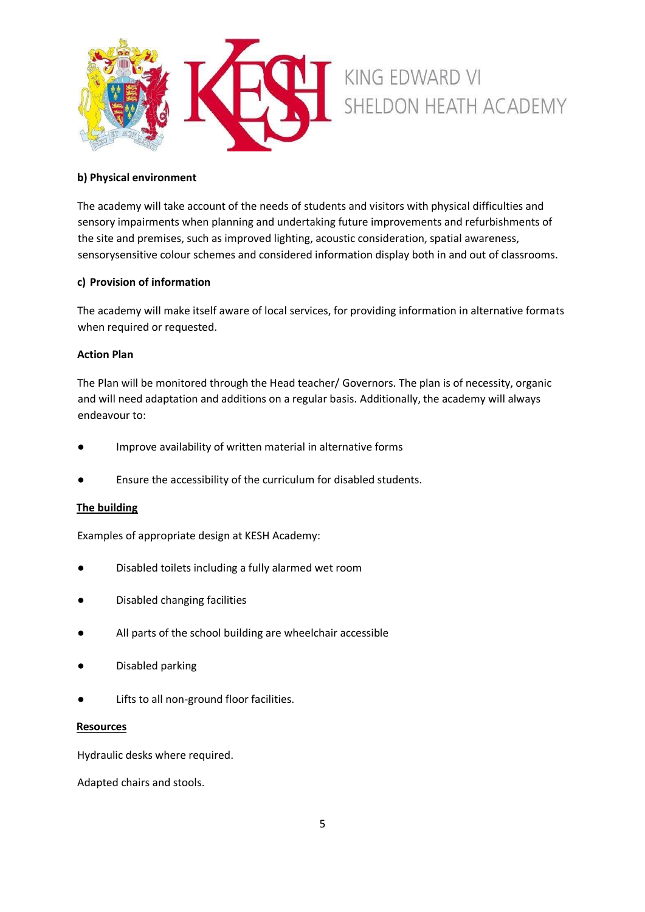**b) Physical environment**

The academy will take account of the needs of students and visitors with physical difficulties and sensory impairments when planning and undertaking future improvements and refurbishments of the site and premises, such as improved lighting, acoustic consideration, spatial awareness, sensorysensitive colour schemes and considered information display both in and out of classrooms.

**c) Provision of information**

The academy will make itself aware of local services, for providing information in alternative formats when required or requested.

**Action Plan**

The Plan will be monitored through the Head teacher/ Governors. The plan is of necessity, organic and will need adaptation and additions on a regular basis. Additionally, the academy will always endeavour to:

- Improve availability of written material in alternative forms
- Ensure the accessibility of the curriculum for disabled students.

**The building**

Examples of appropriate design at KESH Academy:

- Disabled toilets including a fully alarmed wet room
- Disabled changing facilities
- All parts of the school building are wheelchair accessible
- Disabled parking
- Lifts to all non-ground floor facilities.

**Resources**

Hydraulic desks where required.

Adapted chairs and stools.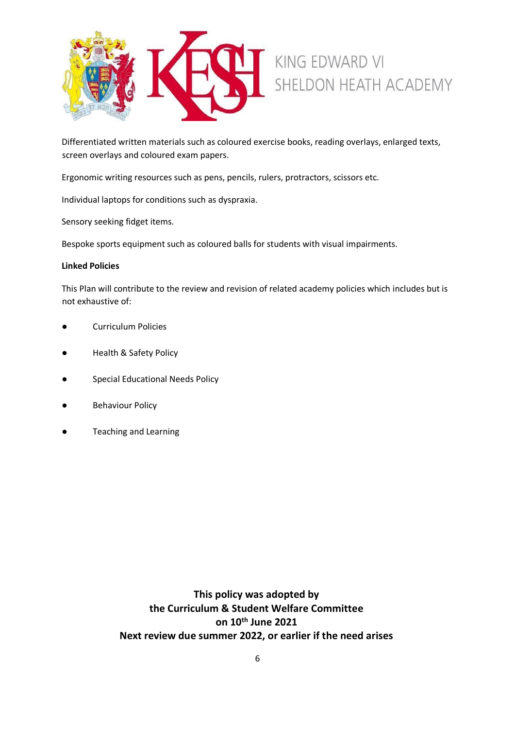Differentiated written materials such as coloured exercise books, reading overlays, enlarged texts, screen overlays and coloured exam papers.

Ergonomic writing resources such as pens, pencils, rulers, protractors, scissors etc.

Individual laptops for conditions such as dyspraxia.

Sensory seeking fidget items.

Bespoke sports equipment such as coloured balls for students with visual impairments.

**Linked Policies**

This Plan will contribute to the review and revision of related academy policies which includes but is not exhaustive of:

- Curriculum Policies
- Health & Safety Policy
- Special Educational Needs Policy
- Behaviour Policy
- Teaching and Learning

**This policy was adopted by**
**the Curriculum & Student Welfare Committee**
**on 10th June 2021**
**Next review due summer 2022, or earlier if the need arises**